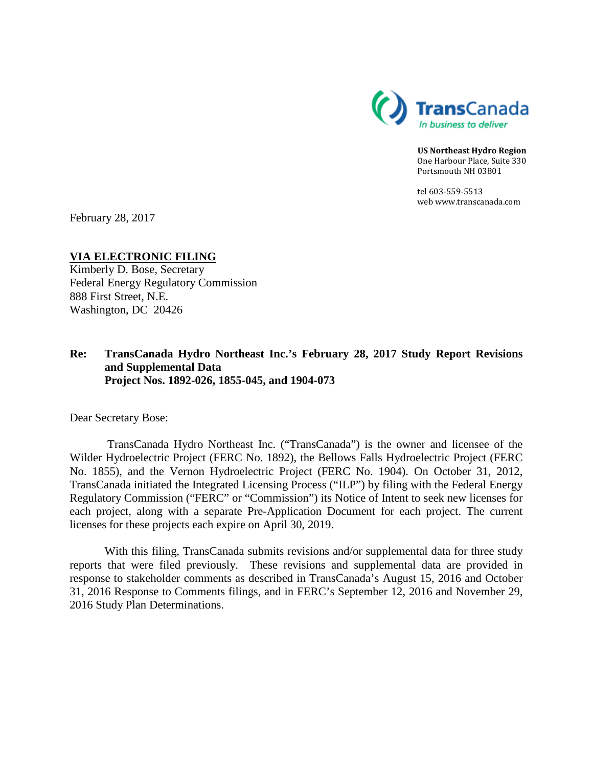TransCanada
*In business to deliver*

**US Northeast Hydro Region**
One Harbour Place, Suite 330
Portsmouth NH 03801

tel 603-559-5513
web www.transcanada.com

February 28, 2017

**VIA ELECTRONIC FILING**
Kimberly D. Bose, Secretary
Federal Energy Regulatory Commission
888 First Street, N.E.
Washington, DC 20426

**Re: TransCanada Hydro Northeast Inc.'s February 28, 2017 Study Report Revisions and Supplemental Data**
**Project Nos. 1892-026, 1855-045, and 1904-073**

Dear Secretary Bose:

TransCanada Hydro Northeast Inc. ("TransCanada") is the owner and licensee of the Wilder Hydroelectric Project (FERC No. 1892), the Bellows Falls Hydroelectric Project (FERC No. 1855), and the Vernon Hydroelectric Project (FERC No. 1904). On October 31, 2012, TransCanada initiated the Integrated Licensing Process ("ILP") by filing with the Federal Energy Regulatory Commission ("FERC" or "Commission") its Notice of Intent to seek new licenses for each project, along with a separate Pre-Application Document for each project. The current licenses for these projects each expire on April 30, 2019.

With this filing, TransCanada submits revisions and/or supplemental data for three study reports that were filed previously. These revisions and supplemental data are provided in response to stakeholder comments as described in TransCanada's August 15, 2016 and October 31, 2016 Response to Comments filings, and in FERC's September 12, 2016 and November 29, 2016 Study Plan Determinations.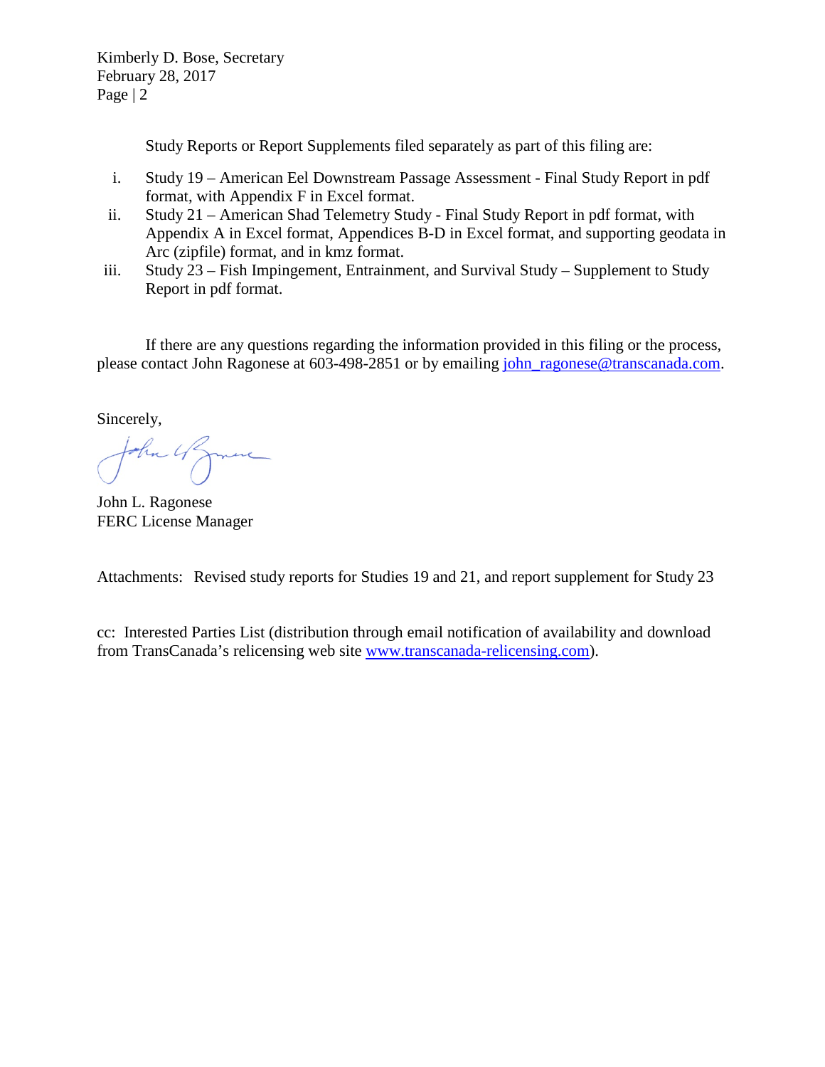Kimberly D. Bose, Secretary
February 28, 2017

Study Reports or Report Supplements filed separately as part of this filing are:

i. Study 19 – American Eel Downstream Passage Assessment - Final Study Report in pdf format, with Appendix F in Excel format.
ii. Study 21 – American Shad Telemetry Study - Final Study Report in pdf format, with Appendix A in Excel format, Appendices B-D in Excel format, and supporting geodata in Arc (zipfile) format, and in kmz format.
iii. Study 23 – Fish Impingement, Entrainment, and Survival Study – Supplement to Study Report in pdf format.

If there are any questions regarding the information provided in this filing or the process, please contact John Ragonese at 603-498-2851 or by emailing john_ragonese@transcanada.com.

Sincerely,

John L. Ragonese
FERC License Manager

Attachments: Revised study reports for Studies 19 and 21, and report supplement for Study 23

cc: Interested Parties List (distribution through email notification of availability and download from TransCanada's relicensing web site www.transcanada-relicensing.com).